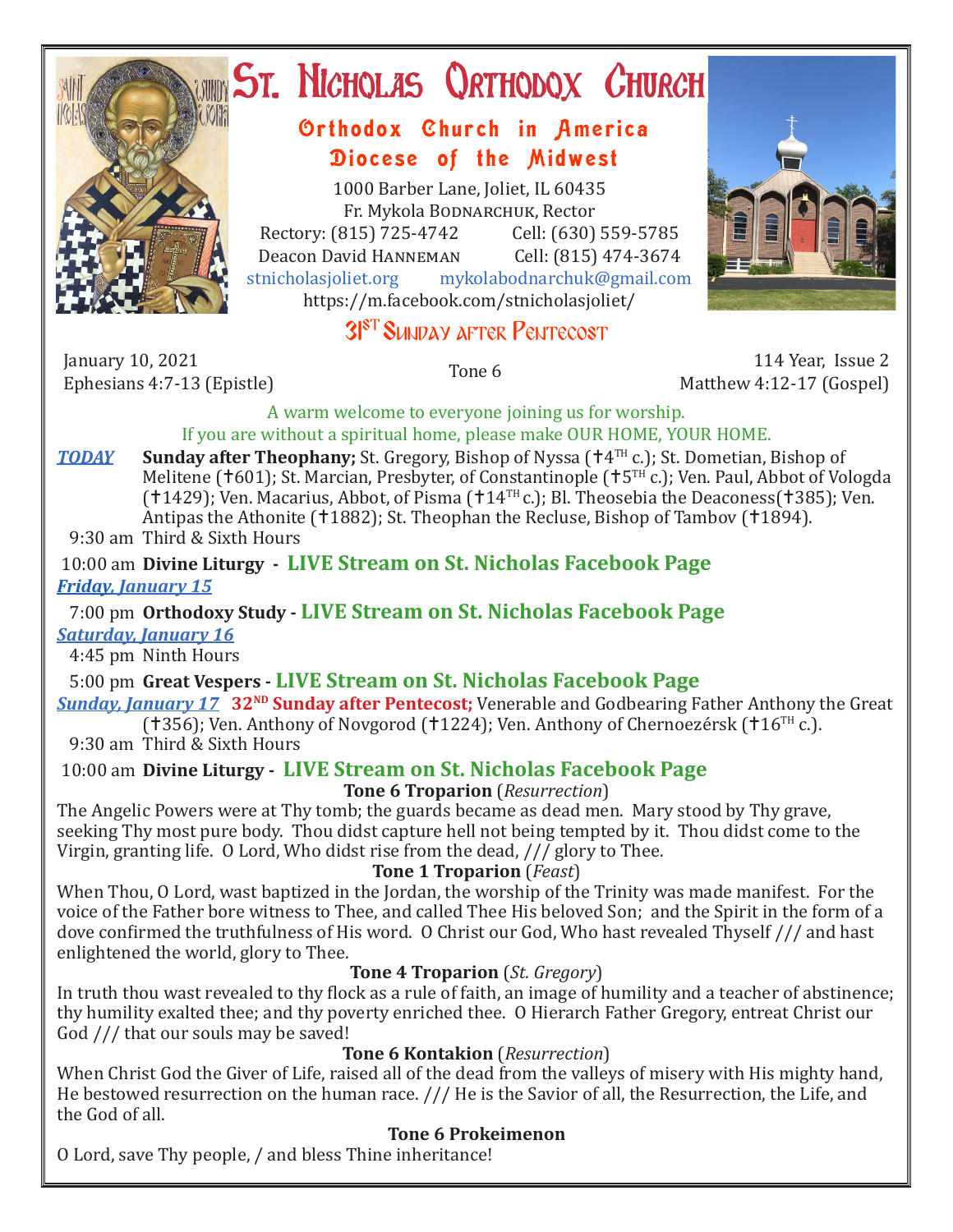# St. Nicholas Orthodox Church

## Orthodox Church in America
## Diocese of the Midwest

1000 Barber Lane, Joliet, IL 60435
Fr. Mykola Bodnarchuk, Rector
Rectory: (815) 725-4742 Cell: (630) 559-5785
Deacon David Hanneman Cell: (815) 474-3674
stnicholasjoliet.org mykolabodnarchuk@gmail.com
https://m.facebook.com/stnicholasjoliet/

## 31st Sunday after Pentecost

January 10, 2021
Ephesians 4:7-13 (Epistle)

Tone 6

114 Year, Issue 2
Matthew 4:12-17 (Gospel)

A warm welcome to everyone joining us for worship.
If you are without a spiritual home, please make OUR HOME, YOUR HOME.

***TODAY*** **Sunday after Theophany;** St. Gregory, Bishop of Nyssa (✝4th c.); St. Dometian, Bishop of Melitene (✝601); St. Marcian, Presbyter, of Constantinople (✝5th c.); Ven. Paul, Abbot of Vologda (✝1429); Ven. Macarius, Abbot, of Pisma (✝14th c.); Bl. Theosebia the Deaconess(✝385); Ven. Antipas the Athonite (✝1882); St. Theophan the Recluse, Bishop of Tambov (✝1894).

9:30 am Third & Sixth Hours

10:00 am **Divine Liturgy - LIVE Stream on St. Nicholas Facebook Page**

***Friday, January 15***

7:00 pm **Orthodoxy Study - LIVE Stream on St. Nicholas Facebook Page**

***Saturday, January 16***

4:45 pm Ninth Hours

5:00 pm **Great Vespers - LIVE Stream on St. Nicholas Facebook Page**

***Sunday, January 17*** **32nd Sunday after Pentecost;** Venerable and Godbearing Father Anthony the Great (✝356); Ven. Anthony of Novgorod (✝1224); Ven. Anthony of Chernoezérsk (✝16th c.).

9:30 am Third & Sixth Hours

10:00 am **Divine Liturgy - LIVE Stream on St. Nicholas Facebook Page**

**Tone 6 Troparion** (*Resurrection*)

The Angelic Powers were at Thy tomb; the guards became as dead men. Mary stood by Thy grave, seeking Thy most pure body. Thou didst capture hell not being tempted by it. Thou didst come to the Virgin, granting life. O Lord, Who didst rise from the dead, /// glory to Thee.

**Tone 1 Troparion** (*Feast*)

When Thou, O Lord, wast baptized in the Jordan, the worship of the Trinity was made manifest. For the voice of the Father bore witness to Thee, and called Thee His beloved Son; and the Spirit in the form of a dove confirmed the truthfulness of His word. O Christ our God, Who hast revealed Thyself /// and hast enlightened the world, glory to Thee.

**Tone 4 Troparion** (*St. Gregory*)

In truth thou wast revealed to thy flock as a rule of faith, an image of humility and a teacher of abstinence; thy humility exalted thee; and thy poverty enriched thee. O Hierarch Father Gregory, entreat Christ our God /// that our souls may be saved!

**Tone 6 Kontakion** (*Resurrection*)

When Christ God the Giver of Life, raised all of the dead from the valleys of misery with His mighty hand, He bestowed resurrection on the human race. /// He is the Savior of all, the Resurrection, the Life, and the God of all.

**Tone 6 Prokeimenon**

O Lord, save Thy people, / and bless Thine inheritance!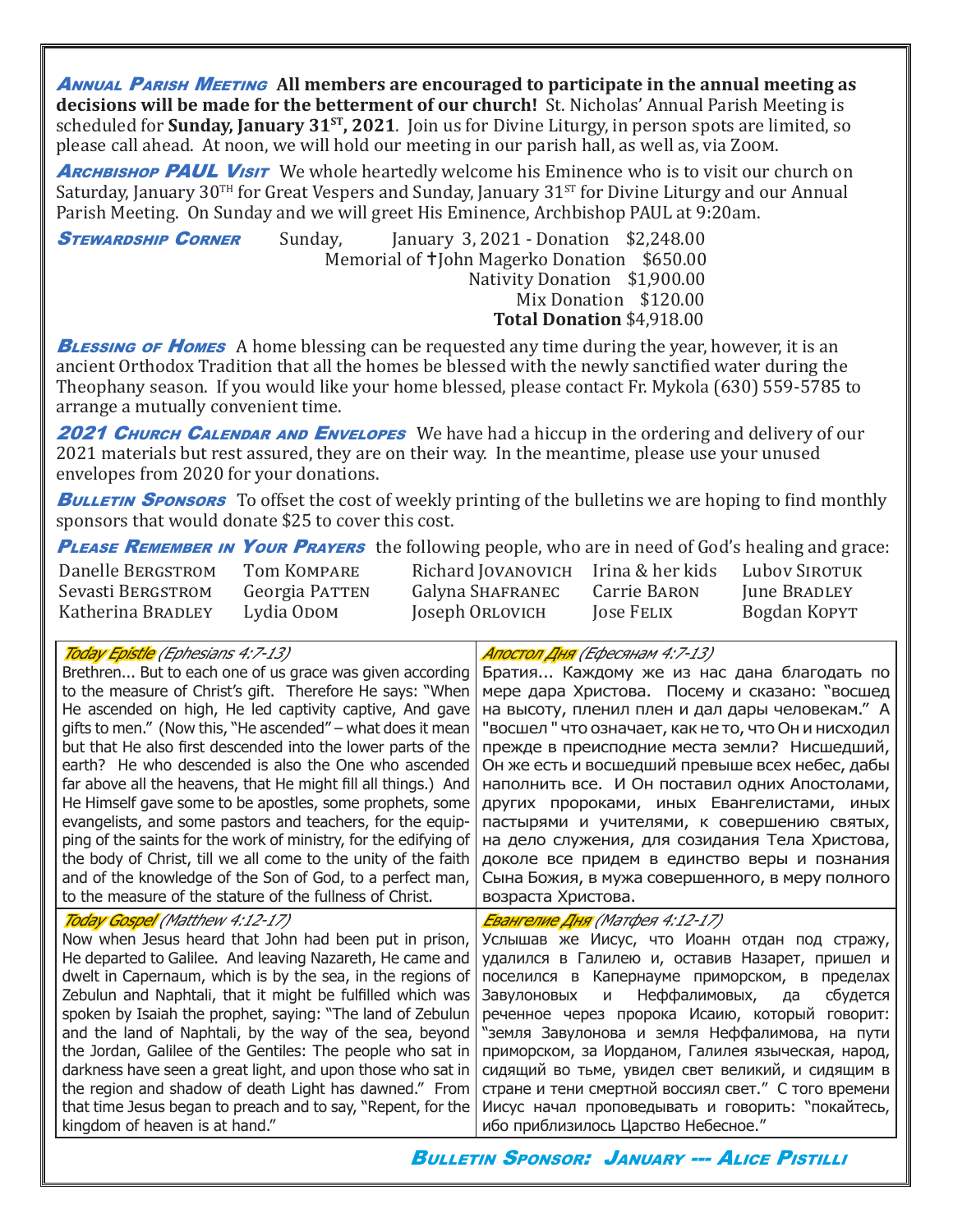**Annual Parish Meeting** **All members are encouraged to participate in the annual meeting as decisions will be made for the betterment of our church!** St. Nicholas' Annual Parish Meeting is scheduled for **Sunday, January 31ST, 2021**. Join us for Divine Liturgy, in person spots are limited, so please call ahead. At noon, we will hold our meeting in our parish hall, as well as, via Zoom.

**Archbishop PAUL Visit** We whole heartedly welcome his Eminence who is to visit our church on Saturday, January 30TH for Great Vespers and Sunday, January 31ST for Divine Liturgy and our Annual Parish Meeting. On Sunday and we will greet His Eminence, Archbishop PAUL at 9:20am.

**Stewardship Corner** Sunday, January 3, 2021 - Donation $2,248.00
Memorial of ✝John Magerko Donation $650.00
Nativity Donation $1,900.00
Mix Donation $120.00
**Total Donation** $4,918.00

**Blessing of Homes** A home blessing can be requested any time during the year, however, it is an ancient Orthodox Tradition that all the homes be blessed with the newly sanctified water during the Theophany season. If you would like your home blessed, please contact Fr. Mykola (630) 559-5785 to arrange a mutually convenient time.

**2021 Church Calendar and Envelopes** We have had a hiccup in the ordering and delivery of our 2021 materials but rest assured, they are on their way. In the meantime, please use your unused envelopes from 2020 for your donations.

**Bulletin Sponsors** To offset the cost of weekly printing of the bulletins we are hoping to find monthly sponsors that would donate $25 to cover this cost.

**Please Remember in Your Prayers** the following people, who are in need of God's healing and grace:

| | | | | |
|---|---|---|---|---|
| Danelle Bergstrom | Tom Kompare | Richard Jovanovich | Irina & her kids | Lubov Sirotuk |
| Sevasti Bergstrom | Georgia Patten | Galyna Shafranec | Carrie Baron | June Bradley |
| Katherina Bradley | Lydia Odom | Joseph Orlovich | Jose Felix | Bogdan Kopyt |

*Today Epistle (Ephesians 4:7-13)*
Brethren... But to each one of us grace was given according to the measure of Christ's gift. Therefore He says: "When He ascended on high, He led captivity captive, And gave gifts to men." (Now this, "He ascended" – what does it mean but that He also first descended into the lower parts of the earth? He who descended is also the One who ascended far above all the heavens, that He might fill all things.) And He Himself gave some to be apostles, some prophets, some evangelists, and some pastors and teachers, for the equipping of the saints for the work of ministry, for the edifying of the body of Christ, till we all come to the unity of the faith and of the knowledge of the Son of God, to a perfect man, to the measure of the stature of the fullness of Christ.

*Апостол Дня (Ефесянам 4:7-13)*
Братия... Каждому же из нас дана благодать по мере дара Христова. Посему и сказано: "восшед на высоту, пленил плен и дал дары человекам." А "восшел " что означает, как не то, что Он и нисходил прежде в преисподние места земли? Нисшедший, Он же есть и восшедший превыше всех небес, дабы наполнить все. И Он поставил одних Апостолами, других пророками, иных Евангелистами, иных пастырями и учителями, к совершению святых, на дело служения, для созидания Тела Христова, доколе все придем в единство веры и познания Сына Божия, в мужа совершенного, в меру полного возраста Христова.

*Today Gospel (Matthew 4:12-17)*
Now when Jesus heard that John had been put in prison, He departed to Galilee. And leaving Nazareth, He came and dwelt in Capernaum, which is by the sea, in the regions of Zebulun and Naphtali, that it might be fulfilled which was spoken by Isaiah the prophet, saying: "The land of Zebulun and the land of Naphtali, by the way of the sea, beyond the Jordan, Galilee of the Gentiles: The people who sat in darkness have seen a great light, and upon those who sat in the region and shadow of death Light has dawned." From that time Jesus began to preach and to say, "Repent, for the kingdom of heaven is at hand."

*Евангелие Дня (Матфея 4:12-17)*
Услышав же Иисус, что Иоанн отдан под стражу, удалился в Галилею и, оставив Назарет, пришел и поселился в Капернауме приморском, в пределах Завулоновых и Неффалимовых, да сбудется реченное через пророка Исаию, который говорит: "земля Завулонова и земля Неффалимова, на пути приморском, за Иорданом, Галилея языческая, народ, сидящий во тьме, увидел свет великий, и сидящим в стране и тени смертной воссиял свет." С того времени Иисус начал проповедывать и говорить: "покайтесь, ибо приблизилось Царство Небесное."

**Bulletin Sponsor: January --- Alice Pistilli**